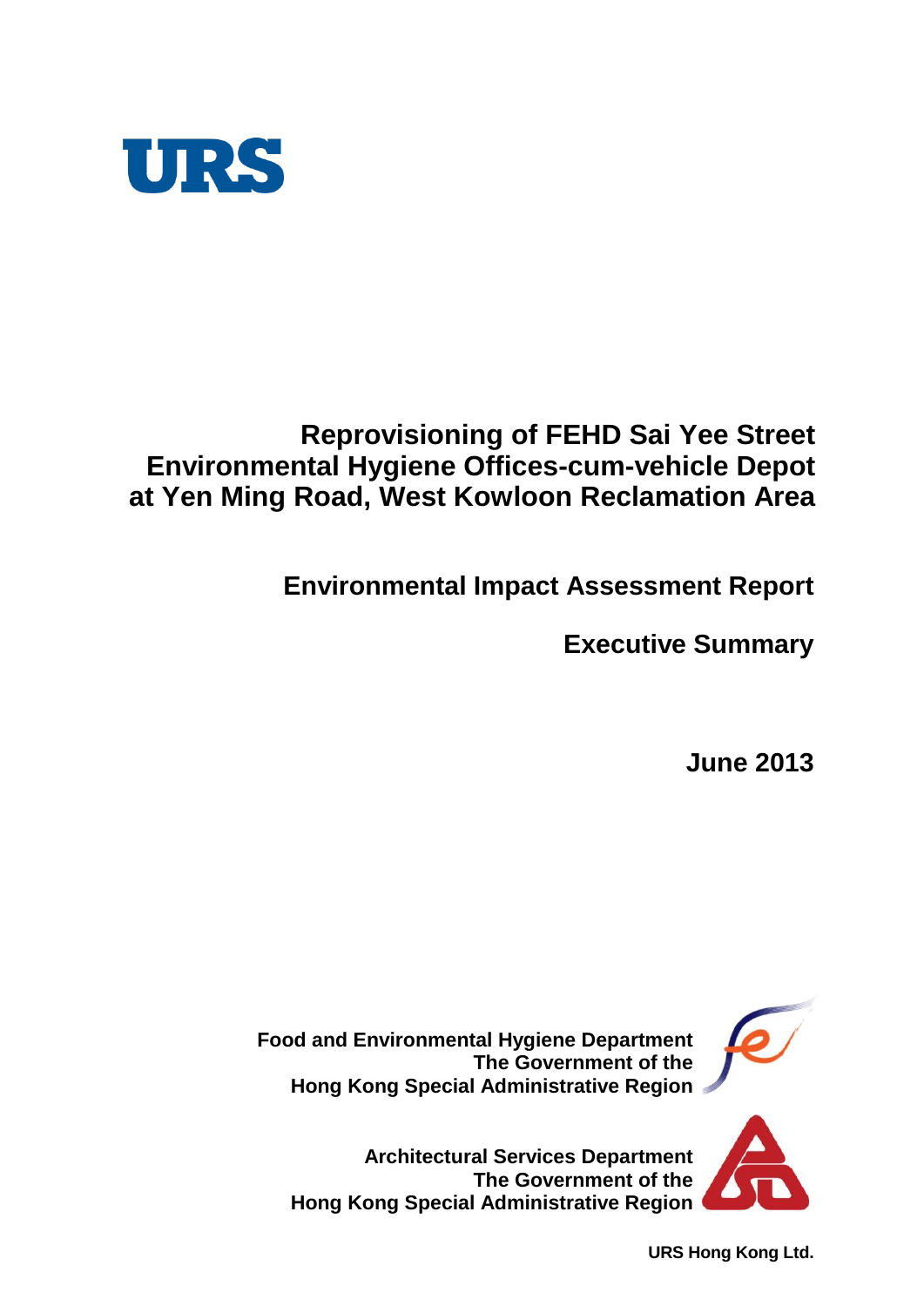URS

# Reprovisioning of FEHD Sai Yee Street Environmental Hygiene Offices-cum-vehicle Depot at Yen Ming Road, West Kowloon Reclamation Area

## Environmental Impact Assessment Report

## Executive Summary

**June 2013**

**Food and Environmental Hygiene Department**
**The Government of the**
**Hong Kong Special Administrative Region**

**Architectural Services Department**
**The Government of the**
**Hong Kong Special Administrative Region**

**URS Hong Kong Ltd.**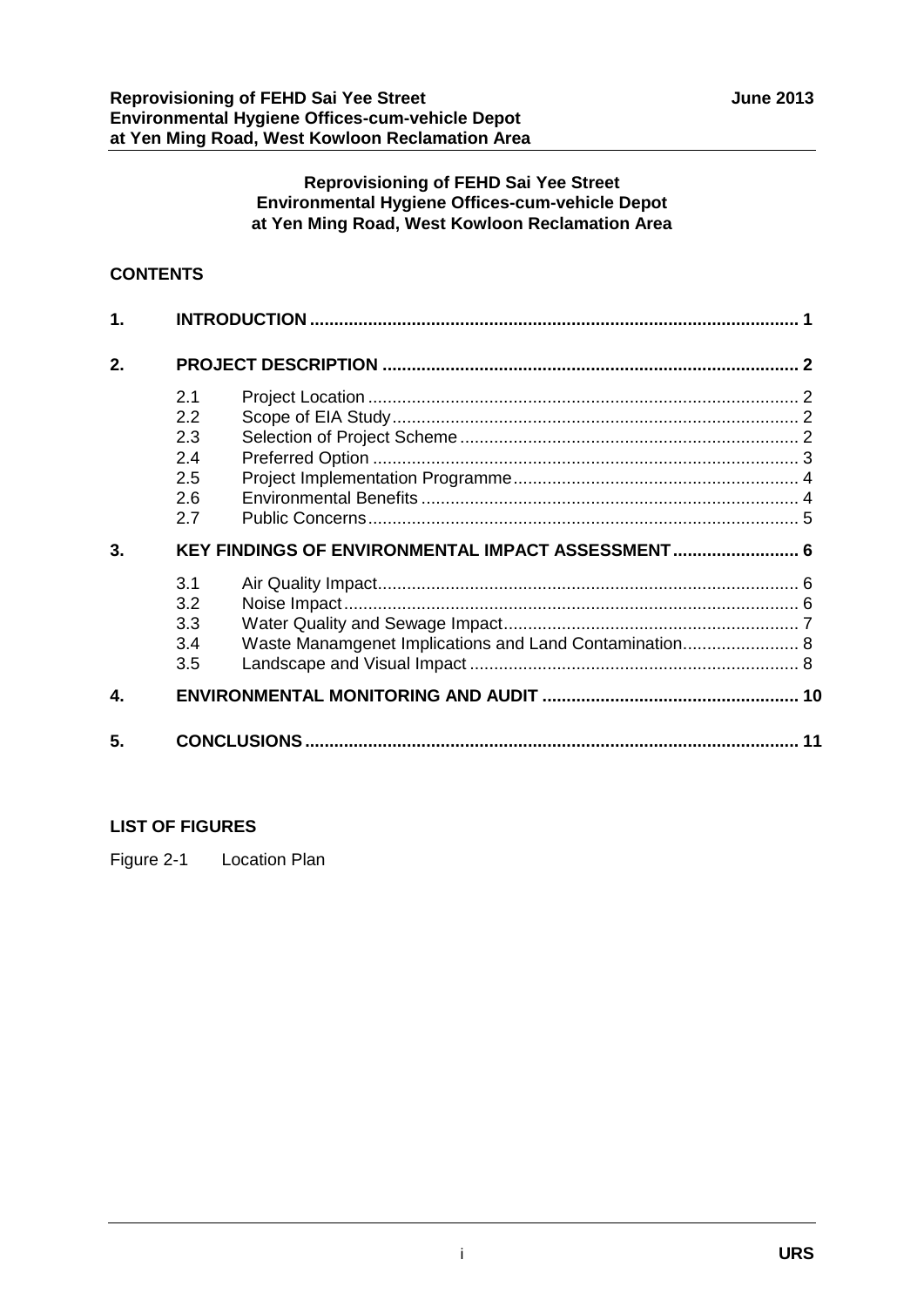**Reprovisioning of FEHD Sai Yee Street**
**Environmental Hygiene Offices-cum-vehicle Depot**
**at Yen Ming Road, West Kowloon Reclamation Area**

## CONTENTS

| | | | |
|---|---|---|---|
| **1.** | **INTRODUCTION** | | **1** |
| **2.** | **PROJECT DESCRIPTION** | | **2** |
| | 2.1 | Project Location | 2 |
| | 2.2 | Scope of EIA Study | 2 |
| | 2.3 | Selection of Project Scheme | 2 |
| | 2.4 | Preferred Option | 3 |
| | 2.5 | Project Implementation Programme | 4 |
| | 2.6 | Environmental Benefits | 4 |
| | 2.7 | Public Concerns | 5 |
| **3.** | **KEY FINDINGS OF ENVIRONMENTAL IMPACT ASSESSMENT** | | **6** |
| | 3.1 | Air Quality Impact | 6 |
| | 3.2 | Noise Impact | 6 |
| | 3.3 | Water Quality and Sewage Impact | 7 |
| | 3.4 | Waste Manamgenet Implications and Land Contamination | 8 |
| | 3.5 | Landscape and Visual Impact | 8 |
| **4.** | **ENVIRONMENTAL MONITORING AND AUDIT** | | **10** |
| **5.** | **CONCLUSIONS** | | **11** |

## LIST OF FIGURES

Figure 2-1 Location Plan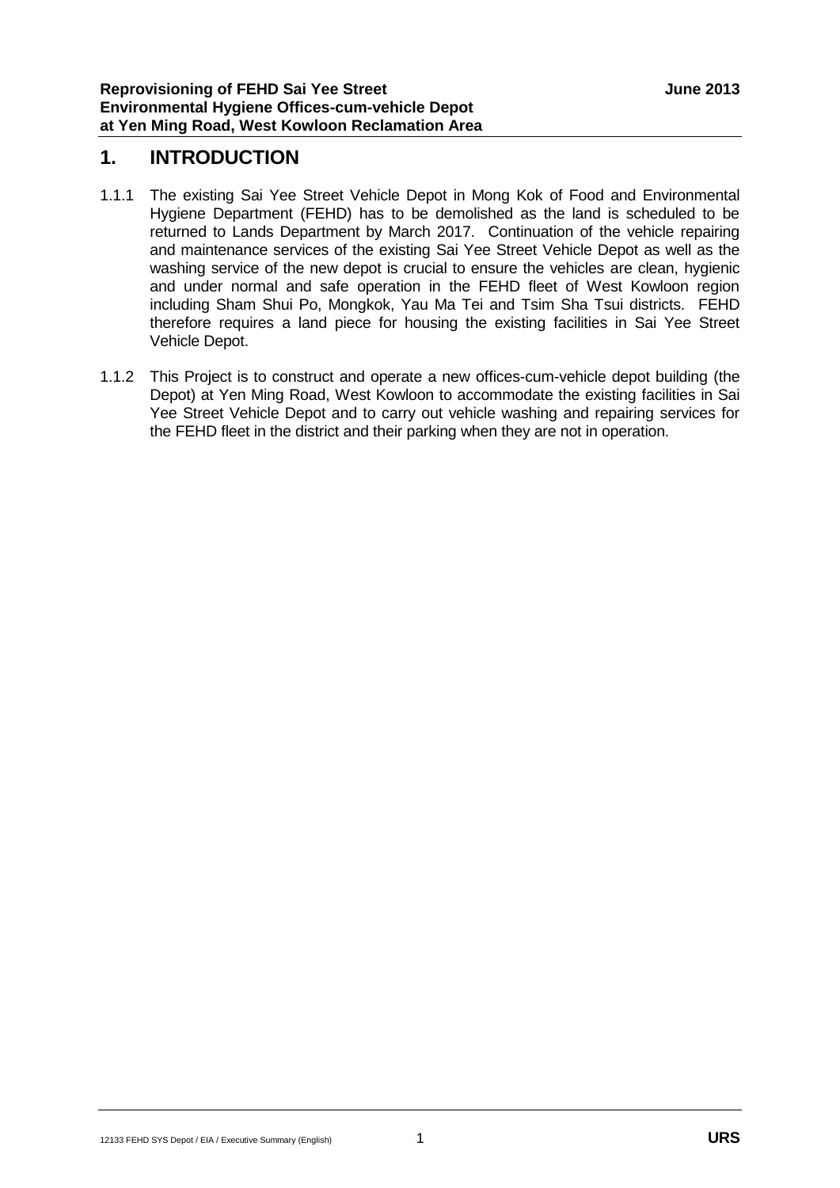# 1. INTRODUCTION

1.1.1 The existing Sai Yee Street Vehicle Depot in Mong Kok of Food and Environmental Hygiene Department (FEHD) has to be demolished as the land is scheduled to be returned to Lands Department by March 2017. Continuation of the vehicle repairing and maintenance services of the existing Sai Yee Street Vehicle Depot as well as the washing service of the new depot is crucial to ensure the vehicles are clean, hygienic and under normal and safe operation in the FEHD fleet of West Kowloon region including Sham Shui Po, Mongkok, Yau Ma Tei and Tsim Sha Tsui districts. FEHD therefore requires a land piece for housing the existing facilities in Sai Yee Street Vehicle Depot.

1.1.2 This Project is to construct and operate a new offices-cum-vehicle depot building (the Depot) at Yen Ming Road, West Kowloon to accommodate the existing facilities in Sai Yee Street Vehicle Depot and to carry out vehicle washing and repairing services for the FEHD fleet in the district and their parking when they are not in operation.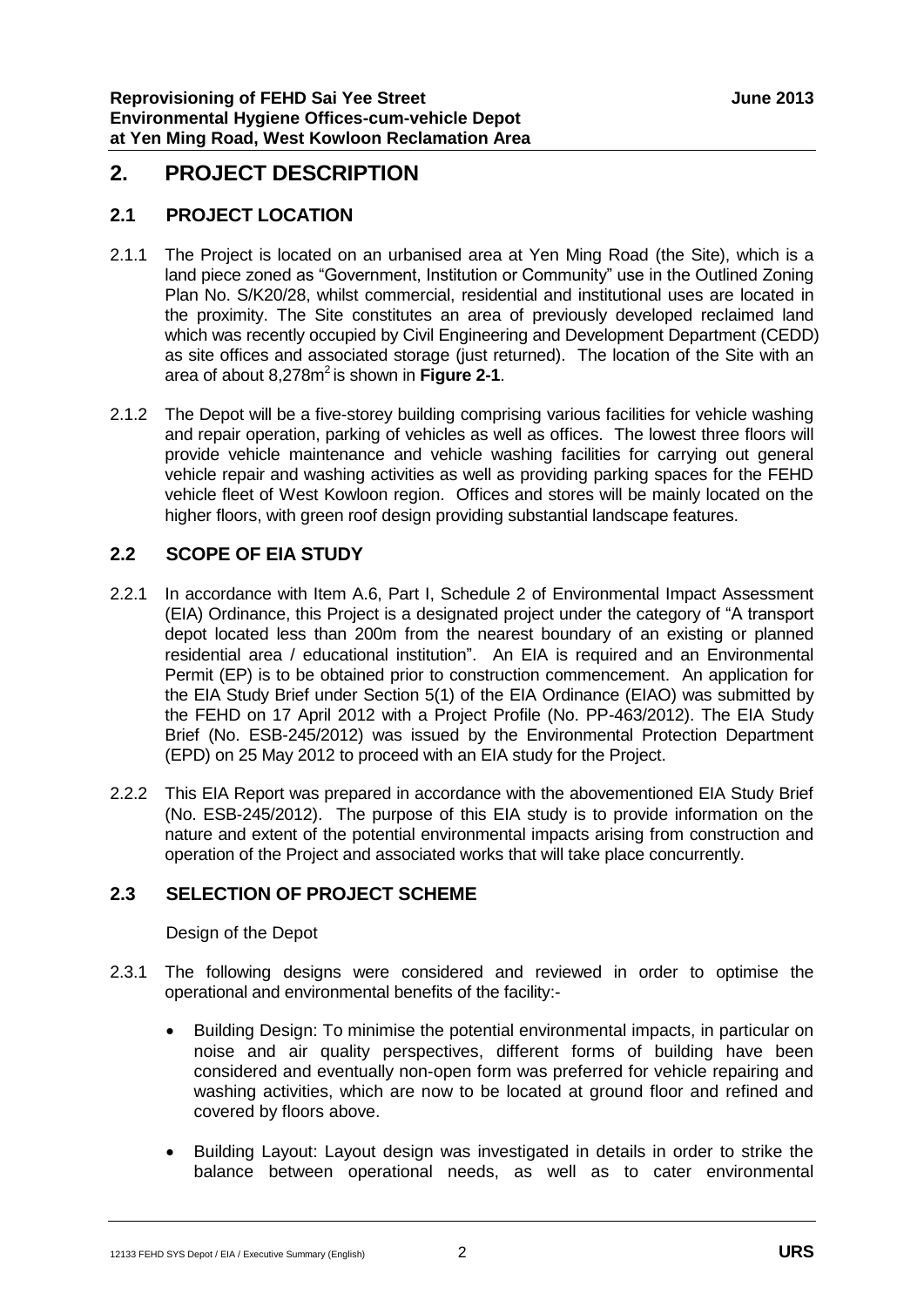## 2. PROJECT DESCRIPTION

### 2.1 PROJECT LOCATION

2.1.1 The Project is located on an urbanised area at Yen Ming Road (the Site), which is a land piece zoned as "Government, Institution or Community" use in the Outlined Zoning Plan No. S/K20/28, whilst commercial, residential and institutional uses are located in the proximity. The Site constitutes an area of previously developed reclaimed land which was recently occupied by Civil Engineering and Development Department (CEDD) as site offices and associated storage (just returned). The location of the Site with an area of about 8,278m$^2$ is shown in **Figure 2-1**.

2.1.2 The Depot will be a five-storey building comprising various facilities for vehicle washing and repair operation, parking of vehicles as well as offices. The lowest three floors will provide vehicle maintenance and vehicle washing facilities for carrying out general vehicle repair and washing activities as well as providing parking spaces for the FEHD vehicle fleet of West Kowloon region. Offices and stores will be mainly located on the higher floors, with green roof design providing substantial landscape features.

### 2.2 SCOPE OF EIA STUDY

2.2.1 In accordance with Item A.6, Part I, Schedule 2 of Environmental Impact Assessment (EIA) Ordinance, this Project is a designated project under the category of "A transport depot located less than 200m from the nearest boundary of an existing or planned residential area / educational institution". An EIA is required and an Environmental Permit (EP) is to be obtained prior to construction commencement. An application for the EIA Study Brief under Section 5(1) of the EIA Ordinance (EIAO) was submitted by the FEHD on 17 April 2012 with a Project Profile (No. PP-463/2012). The EIA Study Brief (No. ESB-245/2012) was issued by the Environmental Protection Department (EPD) on 25 May 2012 to proceed with an EIA study for the Project.

2.2.2 This EIA Report was prepared in accordance with the abovementioned EIA Study Brief (No. ESB-245/2012). The purpose of this EIA study is to provide information on the nature and extent of the potential environmental impacts arising from construction and operation of the Project and associated works that will take place concurrently.

### 2.3 SELECTION OF PROJECT SCHEME

Design of the Depot

2.3.1 The following designs were considered and reviewed in order to optimise the operational and environmental benefits of the facility:-

- Building Design: To minimise the potential environmental impacts, in particular on noise and air quality perspectives, different forms of building have been considered and eventually non-open form was preferred for vehicle repairing and washing activities, which are now to be located at ground floor and refined and covered by floors above.

- Building Layout: Layout design was investigated in details in order to strike the balance between operational needs, as well as to cater environmental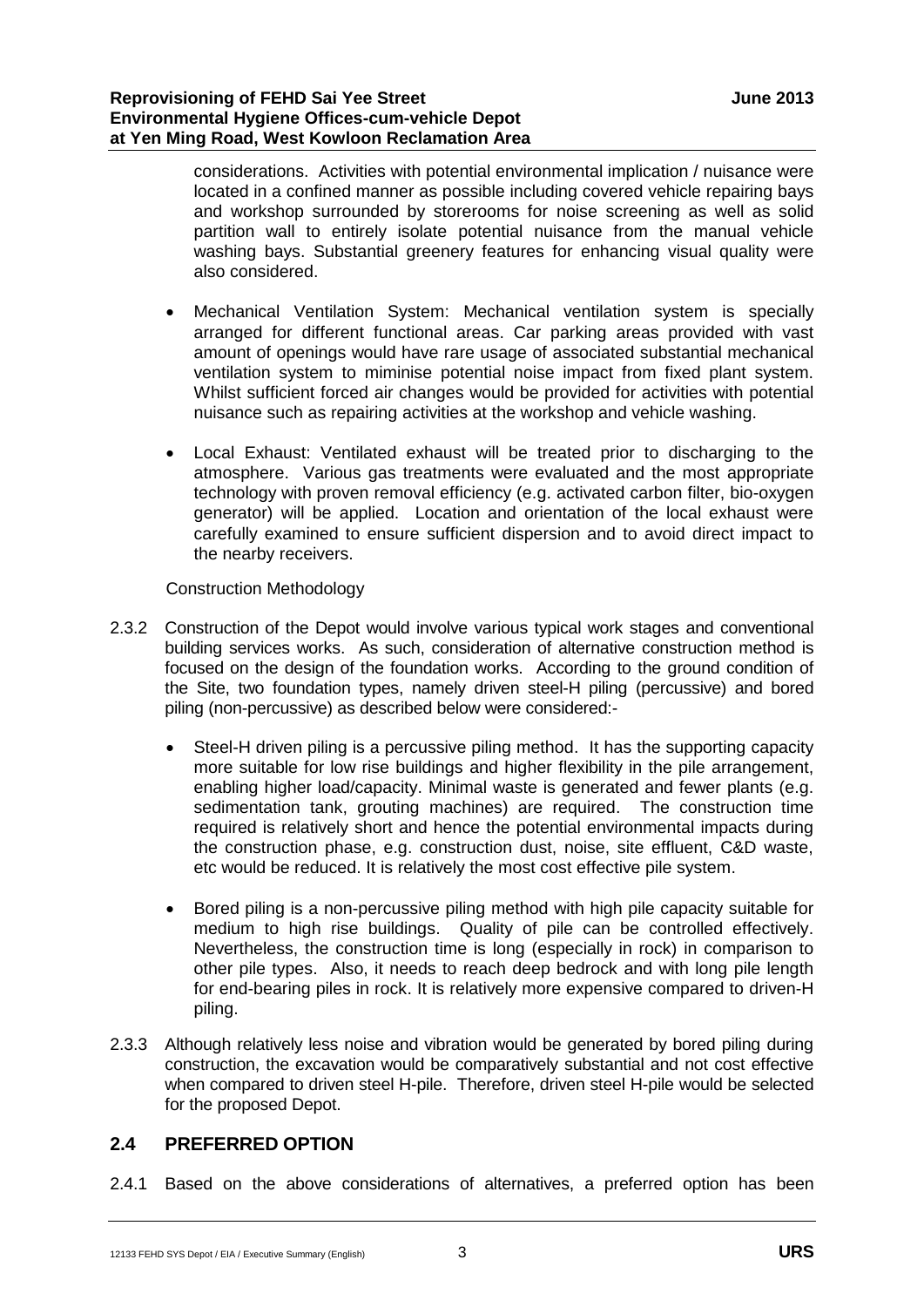considerations. Activities with potential environmental implication / nuisance were located in a confined manner as possible including covered vehicle repairing bays and workshop surrounded by storerooms for noise screening as well as solid partition wall to entirely isolate potential nuisance from the manual vehicle washing bays. Substantial greenery features for enhancing visual quality were also considered.

- Mechanical Ventilation System: Mechanical ventilation system is specially arranged for different functional areas. Car parking areas provided with vast amount of openings would have rare usage of associated substantial mechanical ventilation system to miminise potential noise impact from fixed plant system. Whilst sufficient forced air changes would be provided for activities with potential nuisance such as repairing activities at the workshop and vehicle washing.

- Local Exhaust: Ventilated exhaust will be treated prior to discharging to the atmosphere. Various gas treatments were evaluated and the most appropriate technology with proven removal efficiency (e.g. activated carbon filter, bio-oxygen generator) will be applied. Location and orientation of the local exhaust were carefully examined to ensure sufficient dispersion and to avoid direct impact to the nearby receivers.

Construction Methodology

2.3.2 Construction of the Depot would involve various typical work stages and conventional building services works. As such, consideration of alternative construction method is focused on the design of the foundation works. According to the ground condition of the Site, two foundation types, namely driven steel-H piling (percussive) and bored piling (non-percussive) as described below were considered:-

- Steel-H driven piling is a percussive piling method. It has the supporting capacity more suitable for low rise buildings and higher flexibility in the pile arrangement, enabling higher load/capacity. Minimal waste is generated and fewer plants (e.g. sedimentation tank, grouting machines) are required. The construction time required is relatively short and hence the potential environmental impacts during the construction phase, e.g. construction dust, noise, site effluent, C&D waste, etc would be reduced. It is relatively the most cost effective pile system.

- Bored piling is a non-percussive piling method with high pile capacity suitable for medium to high rise buildings. Quality of pile can be controlled effectively. Nevertheless, the construction time is long (especially in rock) in comparison to other pile types. Also, it needs to reach deep bedrock and with long pile length for end-bearing piles in rock. It is relatively more expensive compared to driven-H piling.

2.3.3 Although relatively less noise and vibration would be generated by bored piling during construction, the excavation would be comparatively substantial and not cost effective when compared to driven steel H-pile. Therefore, driven steel H-pile would be selected for the proposed Depot.

## 2.4 PREFERRED OPTION

2.4.1 Based on the above considerations of alternatives, a preferred option has been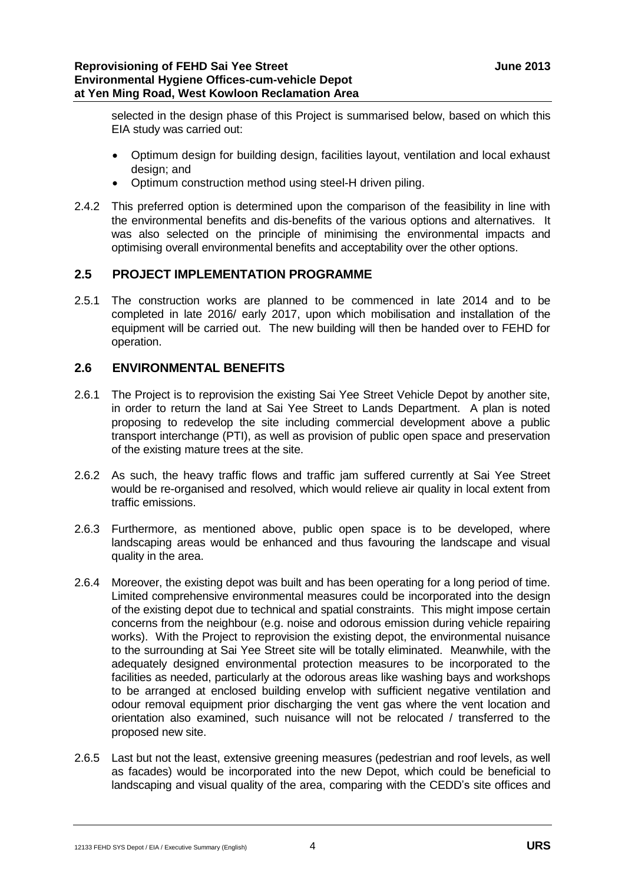selected in the design phase of this Project is summarised below, based on which this EIA study was carried out:

- Optimum design for building design, facilities layout, ventilation and local exhaust design; and
- Optimum construction method using steel-H driven piling.

2.4.2 This preferred option is determined upon the comparison of the feasibility in line with the environmental benefits and dis-benefits of the various options and alternatives. It was also selected on the principle of minimising the environmental impacts and optimising overall environmental benefits and acceptability over the other options.

## 2.5 PROJECT IMPLEMENTATION PROGRAMME

2.5.1 The construction works are planned to be commenced in late 2014 and to be completed in late 2016/ early 2017, upon which mobilisation and installation of the equipment will be carried out. The new building will then be handed over to FEHD for operation.

## 2.6 ENVIRONMENTAL BENEFITS

2.6.1 The Project is to reprovision the existing Sai Yee Street Vehicle Depot by another site, in order to return the land at Sai Yee Street to Lands Department. A plan is noted proposing to redevelop the site including commercial development above a public transport interchange (PTI), as well as provision of public open space and preservation of the existing mature trees at the site.

2.6.2 As such, the heavy traffic flows and traffic jam suffered currently at Sai Yee Street would be re-organised and resolved, which would relieve air quality in local extent from traffic emissions.

2.6.3 Furthermore, as mentioned above, public open space is to be developed, where landscaping areas would be enhanced and thus favouring the landscape and visual quality in the area.

2.6.4 Moreover, the existing depot was built and has been operating for a long period of time. Limited comprehensive environmental measures could be incorporated into the design of the existing depot due to technical and spatial constraints. This might impose certain concerns from the neighbour (e.g. noise and odorous emission during vehicle repairing works). With the Project to reprovision the existing depot, the environmental nuisance to the surrounding at Sai Yee Street site will be totally eliminated. Meanwhile, with the adequately designed environmental protection measures to be incorporated to the facilities as needed, particularly at the odorous areas like washing bays and workshops to be arranged at enclosed building envelop with sufficient negative ventilation and odour removal equipment prior discharging the vent gas where the vent location and orientation also examined, such nuisance will not be relocated / transferred to the proposed new site.

2.6.5 Last but not the least, extensive greening measures (pedestrian and roof levels, as well as facades) would be incorporated into the new Depot, which could be beneficial to landscaping and visual quality of the area, comparing with the CEDD's site offices and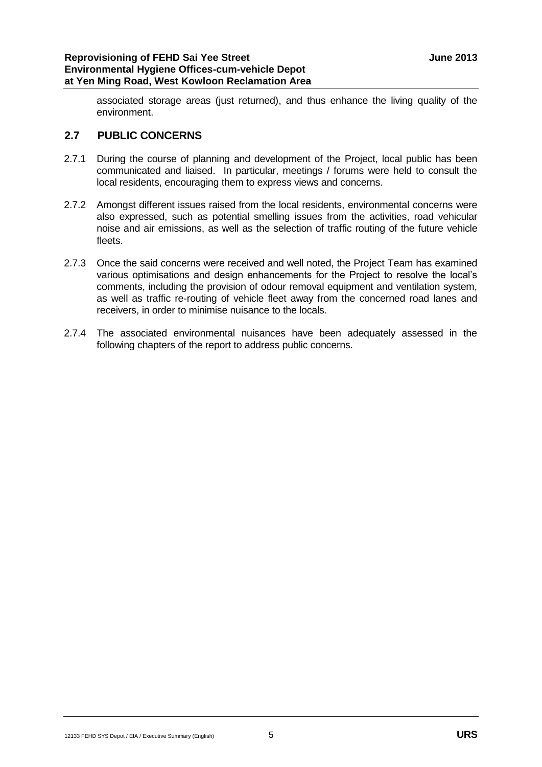associated storage areas (just returned), and thus enhance the living quality of the environment.

## 2.7 PUBLIC CONCERNS

2.7.1 During the course of planning and development of the Project, local public has been communicated and liaised. In particular, meetings / forums were held to consult the local residents, encouraging them to express views and concerns.

2.7.2 Amongst different issues raised from the local residents, environmental concerns were also expressed, such as potential smelling issues from the activities, road vehicular noise and air emissions, as well as the selection of traffic routing of the future vehicle fleets.

2.7.3 Once the said concerns were received and well noted, the Project Team has examined various optimisations and design enhancements for the Project to resolve the local's comments, including the provision of odour removal equipment and ventilation system, as well as traffic re-routing of vehicle fleet away from the concerned road lanes and receivers, in order to minimise nuisance to the locals.

2.7.4 The associated environmental nuisances have been adequately assessed in the following chapters of the report to address public concerns.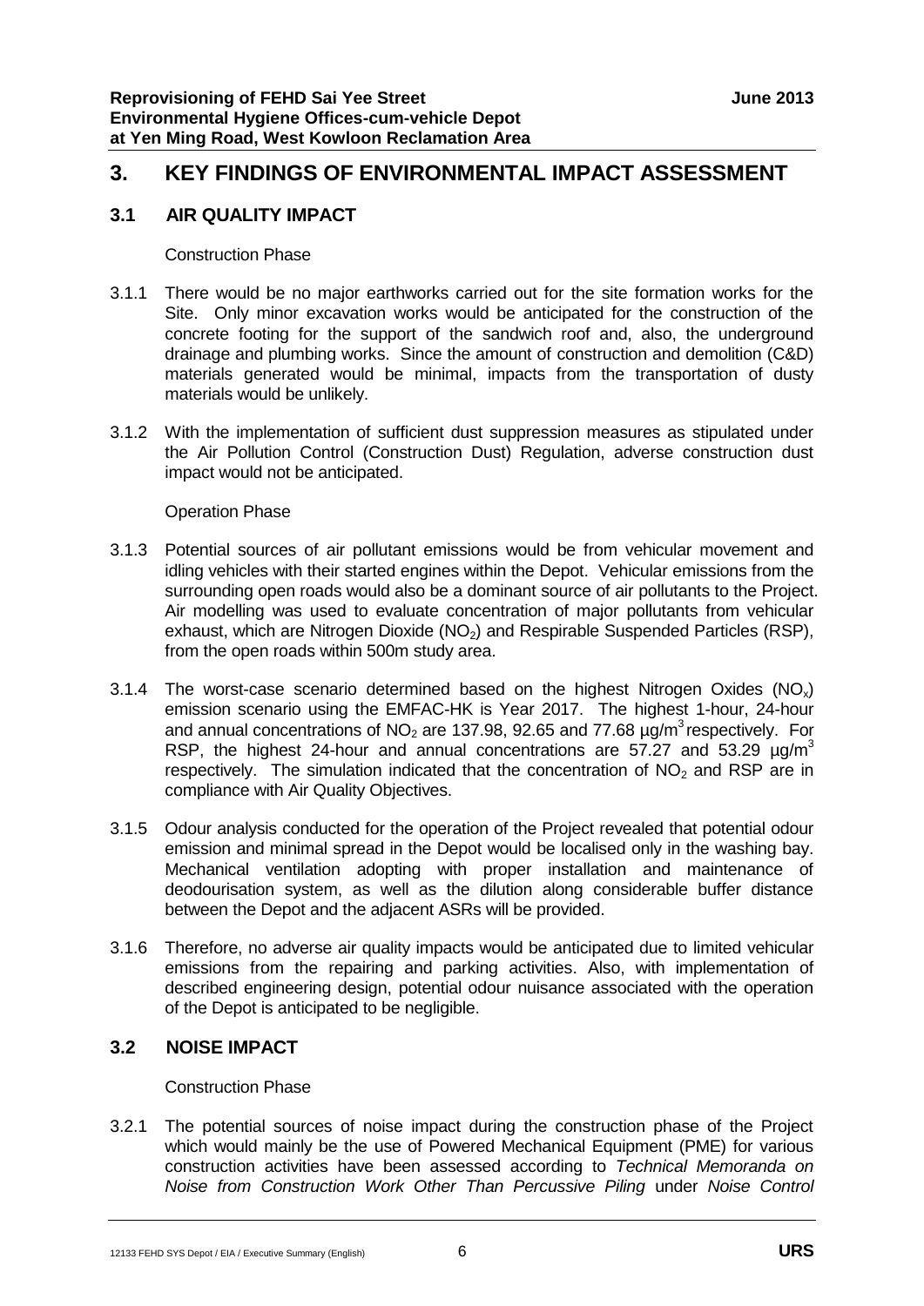# 3. KEY FINDINGS OF ENVIRONMENTAL IMPACT ASSESSMENT

## 3.1 AIR QUALITY IMPACT

Construction Phase

3.1.1 There would be no major earthworks carried out for the site formation works for the Site. Only minor excavation works would be anticipated for the construction of the concrete footing for the support of the sandwich roof and, also, the underground drainage and plumbing works. Since the amount of construction and demolition (C&D) materials generated would be minimal, impacts from the transportation of dusty materials would be unlikely.

3.1.2 With the implementation of sufficient dust suppression measures as stipulated under the Air Pollution Control (Construction Dust) Regulation, adverse construction dust impact would not be anticipated.

Operation Phase

3.1.3 Potential sources of air pollutant emissions would be from vehicular movement and idling vehicles with their started engines within the Depot. Vehicular emissions from the surrounding open roads would also be a dominant source of air pollutants to the Project. Air modelling was used to evaluate concentration of major pollutants from vehicular exhaust, which are Nitrogen Dioxide ($NO_2$) and Respirable Suspended Particles (RSP), from the open roads within 500m study area.

3.1.4 The worst-case scenario determined based on the highest Nitrogen Oxides ($NO_x$) emission scenario using the EMFAC-HK is Year 2017. The highest 1-hour, 24-hour and annual concentrations of $NO_2$ are 137.98, 92.65 and 77.68 $\mu g/m^3$ respectively. For RSP, the highest 24-hour and annual concentrations are 57.27 and 53.29 $\mu g/m^3$ respectively. The simulation indicated that the concentration of $NO_2$ and RSP are in compliance with Air Quality Objectives.

3.1.5 Odour analysis conducted for the operation of the Project revealed that potential odour emission and minimal spread in the Depot would be localised only in the washing bay. Mechanical ventilation adopting with proper installation and maintenance of deodourisation system, as well as the dilution along considerable buffer distance between the Depot and the adjacent ASRs will be provided.

3.1.6 Therefore, no adverse air quality impacts would be anticipated due to limited vehicular emissions from the repairing and parking activities. Also, with implementation of described engineering design, potential odour nuisance associated with the operation of the Depot is anticipated to be negligible.

## 3.2 NOISE IMPACT

Construction Phase

3.2.1 The potential sources of noise impact during the construction phase of the Project which would mainly be the use of Powered Mechanical Equipment (PME) for various construction activities have been assessed according to *Technical Memoranda on Noise from Construction Work Other Than Percussive Piling* under *Noise Control*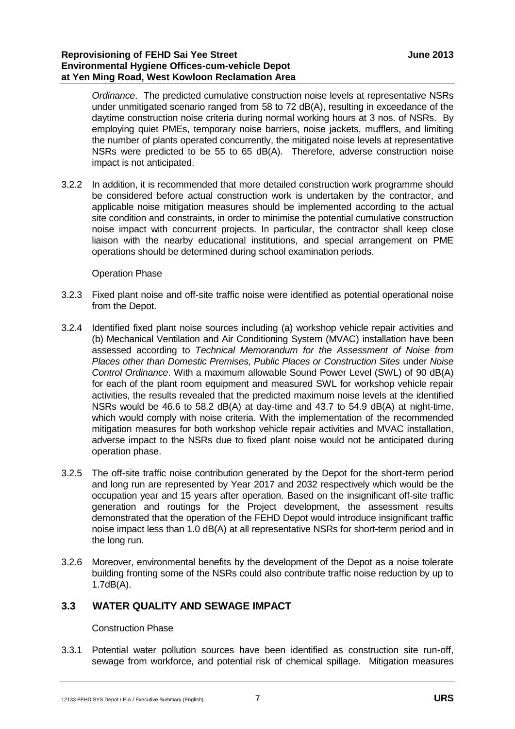*Ordinance*. The predicted cumulative construction noise levels at representative NSRs under unmitigated scenario ranged from 58 to 72 dB(A), resulting in exceedance of the daytime construction noise criteria during normal working hours at 3 nos. of NSRs. By employing quiet PMEs, temporary noise barriers, noise jackets, mufflers, and limiting the number of plants operated concurrently, the mitigated noise levels at representative NSRs were predicted to be 55 to 65 dB(A). Therefore, adverse construction noise impact is not anticipated.

3.2.2 In addition, it is recommended that more detailed construction work programme should be considered before actual construction work is undertaken by the contractor, and applicable noise mitigation measures should be implemented according to the actual site condition and constraints, in order to minimise the potential cumulative construction noise impact with concurrent projects. In particular, the contractor shall keep close liaison with the nearby educational institutions, and special arrangement on PME operations should be determined during school examination periods.

Operation Phase

3.2.3 Fixed plant noise and off-site traffic noise were identified as potential operational noise from the Depot.

3.2.4 Identified fixed plant noise sources including (a) workshop vehicle repair activities and (b) Mechanical Ventilation and Air Conditioning System (MVAC) installation have been assessed according to *Technical Memorandum for the Assessment of Noise from Places other than Domestic Premises, Public Places or Construction Sites* under *Noise Control Ordinance*. With a maximum allowable Sound Power Level (SWL) of 90 dB(A) for each of the plant room equipment and measured SWL for workshop vehicle repair activities, the results revealed that the predicted maximum noise levels at the identified NSRs would be 46.6 to 58.2 dB(A) at day-time and 43.7 to 54.9 dB(A) at night-time, which would comply with noise criteria. With the implementation of the recommended mitigation measures for both workshop vehicle repair activities and MVAC installation, adverse impact to the NSRs due to fixed plant noise would not be anticipated during operation phase.

3.2.5 The off-site traffic noise contribution generated by the Depot for the short-term period and long run are represented by Year 2017 and 2032 respectively which would be the occupation year and 15 years after operation. Based on the insignificant off-site traffic generation and routings for the Project development, the assessment results demonstrated that the operation of the FEHD Depot would introduce insignificant traffic noise impact less than 1.0 dB(A) at all representative NSRs for short-term period and in the long run.

3.2.6 Moreover, environmental benefits by the development of the Depot as a noise tolerate building fronting some of the NSRs could also contribute traffic noise reduction by up to 1.7dB(A).

## 3.3 WATER QUALITY AND SEWAGE IMPACT

Construction Phase

3.3.1 Potential water pollution sources have been identified as construction site run-off, sewage from workforce, and potential risk of chemical spillage. Mitigation measures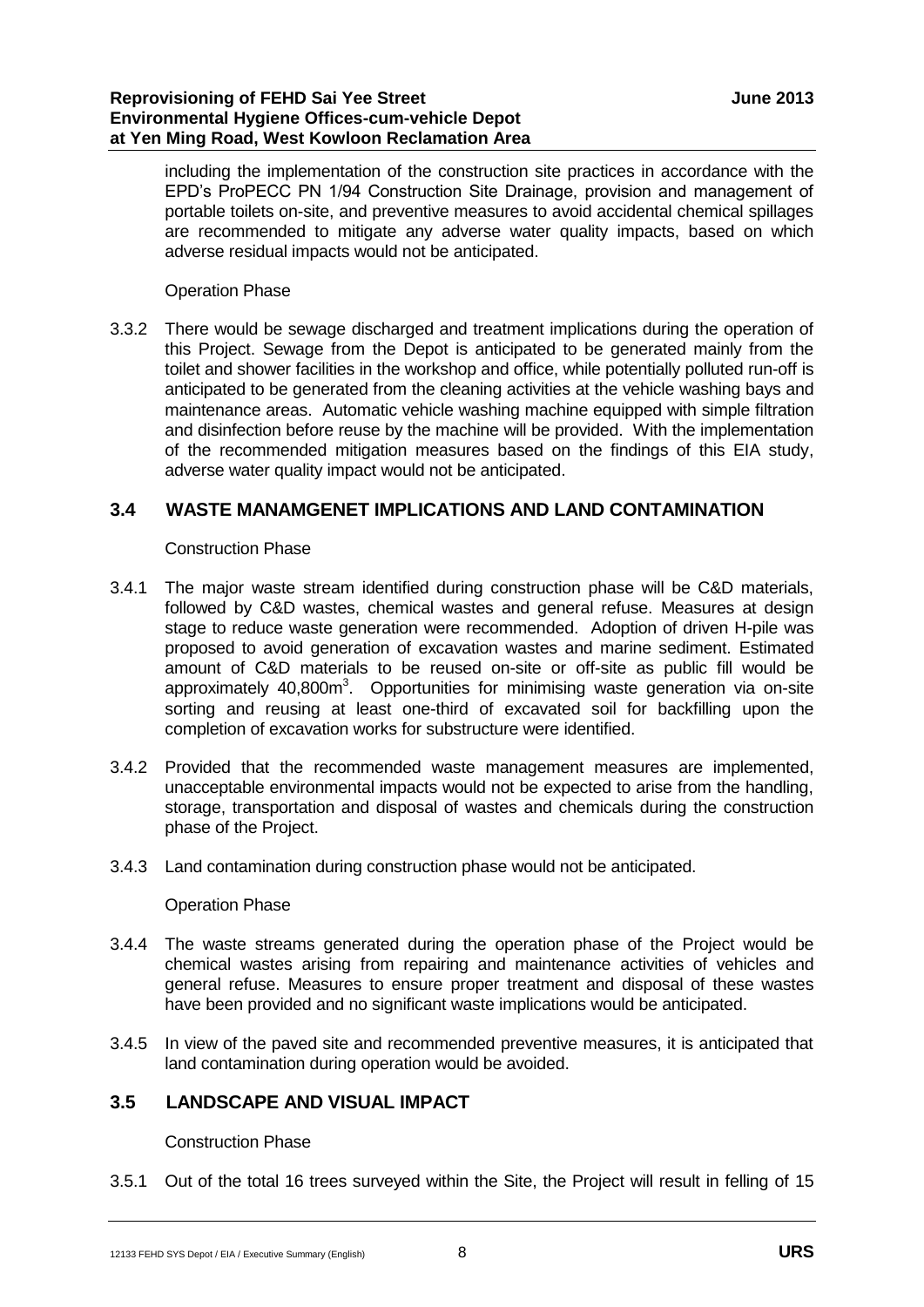including the implementation of the construction site practices in accordance with the EPD's ProPECC PN 1/94 Construction Site Drainage, provision and management of portable toilets on-site, and preventive measures to avoid accidental chemical spillages are recommended to mitigate any adverse water quality impacts, based on which adverse residual impacts would not be anticipated.

Operation Phase

3.3.2 There would be sewage discharged and treatment implications during the operation of this Project. Sewage from the Depot is anticipated to be generated mainly from the toilet and shower facilities in the workshop and office, while potentially polluted run-off is anticipated to be generated from the cleaning activities at the vehicle washing bays and maintenance areas. Automatic vehicle washing machine equipped with simple filtration and disinfection before reuse by the machine will be provided. With the implementation of the recommended mitigation measures based on the findings of this EIA study, adverse water quality impact would not be anticipated.

## 3.4 WASTE MANAMGENET IMPLICATIONS AND LAND CONTAMINATION

Construction Phase

3.4.1 The major waste stream identified during construction phase will be C&D materials, followed by C&D wastes, chemical wastes and general refuse. Measures at design stage to reduce waste generation were recommended. Adoption of driven H-pile was proposed to avoid generation of excavation wastes and marine sediment. Estimated amount of C&D materials to be reused on-site or off-site as public fill would be approximately 40,800m$^3$. Opportunities for minimising waste generation via on-site sorting and reusing at least one-third of excavated soil for backfilling upon the completion of excavation works for substructure were identified.

3.4.2 Provided that the recommended waste management measures are implemented, unacceptable environmental impacts would not be expected to arise from the handling, storage, transportation and disposal of wastes and chemicals during the construction phase of the Project.

3.4.3 Land contamination during construction phase would not be anticipated.

Operation Phase

3.4.4 The waste streams generated during the operation phase of the Project would be chemical wastes arising from repairing and maintenance activities of vehicles and general refuse. Measures to ensure proper treatment and disposal of these wastes have been provided and no significant waste implications would be anticipated.

3.4.5 In view of the paved site and recommended preventive measures, it is anticipated that land contamination during operation would be avoided.

## 3.5 LANDSCAPE AND VISUAL IMPACT

Construction Phase

3.5.1 Out of the total 16 trees surveyed within the Site, the Project will result in felling of 15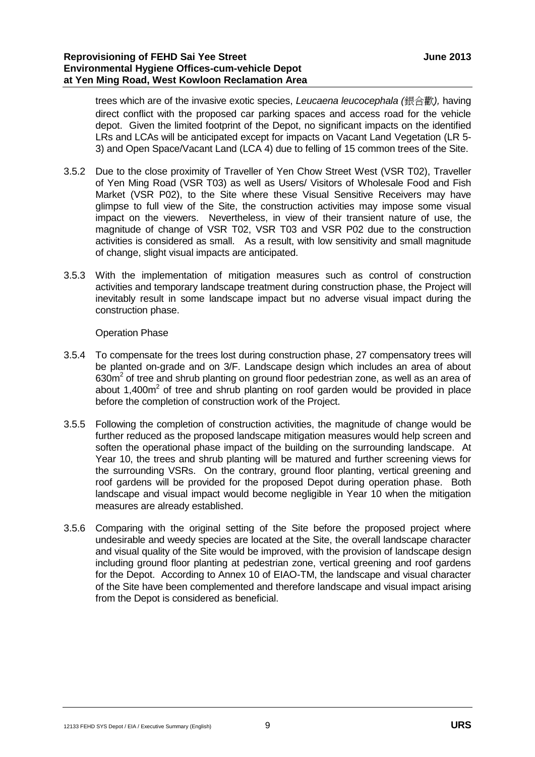trees which are of the invasive exotic species, *Leucaena leucocephala (*銀合歡*),* having direct conflict with the proposed car parking spaces and access road for the vehicle depot. Given the limited footprint of the Depot, no significant impacts on the identified LRs and LCAs will be anticipated except for impacts on Vacant Land Vegetation (LR 5-3) and Open Space/Vacant Land (LCA 4) due to felling of 15 common trees of the Site.

3.5.2 Due to the close proximity of Traveller of Yen Chow Street West (VSR T02), Traveller of Yen Ming Road (VSR T03) as well as Users/ Visitors of Wholesale Food and Fish Market (VSR P02), to the Site where these Visual Sensitive Receivers may have glimpse to full view of the Site, the construction activities may impose some visual impact on the viewers. Nevertheless, in view of their transient nature of use, the magnitude of change of VSR T02, VSR T03 and VSR P02 due to the construction activities is considered as small. As a result, with low sensitivity and small magnitude of change, slight visual impacts are anticipated.

3.5.3 With the implementation of mitigation measures such as control of construction activities and temporary landscape treatment during construction phase, the Project will inevitably result in some landscape impact but no adverse visual impact during the construction phase.

Operation Phase

3.5.4 To compensate for the trees lost during construction phase, 27 compensatory trees will be planted on-grade and on 3/F. Landscape design which includes an area of about 630m$^2$ of tree and shrub planting on ground floor pedestrian zone, as well as an area of about 1,400m$^2$ of tree and shrub planting on roof garden would be provided in place before the completion of construction work of the Project.

3.5.5 Following the completion of construction activities, the magnitude of change would be further reduced as the proposed landscape mitigation measures would help screen and soften the operational phase impact of the building on the surrounding landscape. At Year 10, the trees and shrub planting will be matured and further screening views for the surrounding VSRs. On the contrary, ground floor planting, vertical greening and roof gardens will be provided for the proposed Depot during operation phase. Both landscape and visual impact would become negligible in Year 10 when the mitigation measures are already established.

3.5.6 Comparing with the original setting of the Site before the proposed project where undesirable and weedy species are located at the Site, the overall landscape character and visual quality of the Site would be improved, with the provision of landscape design including ground floor planting at pedestrian zone, vertical greening and roof gardens for the Depot. According to Annex 10 of EIAO-TM, the landscape and visual character of the Site have been complemented and therefore landscape and visual impact arising from the Depot is considered as beneficial.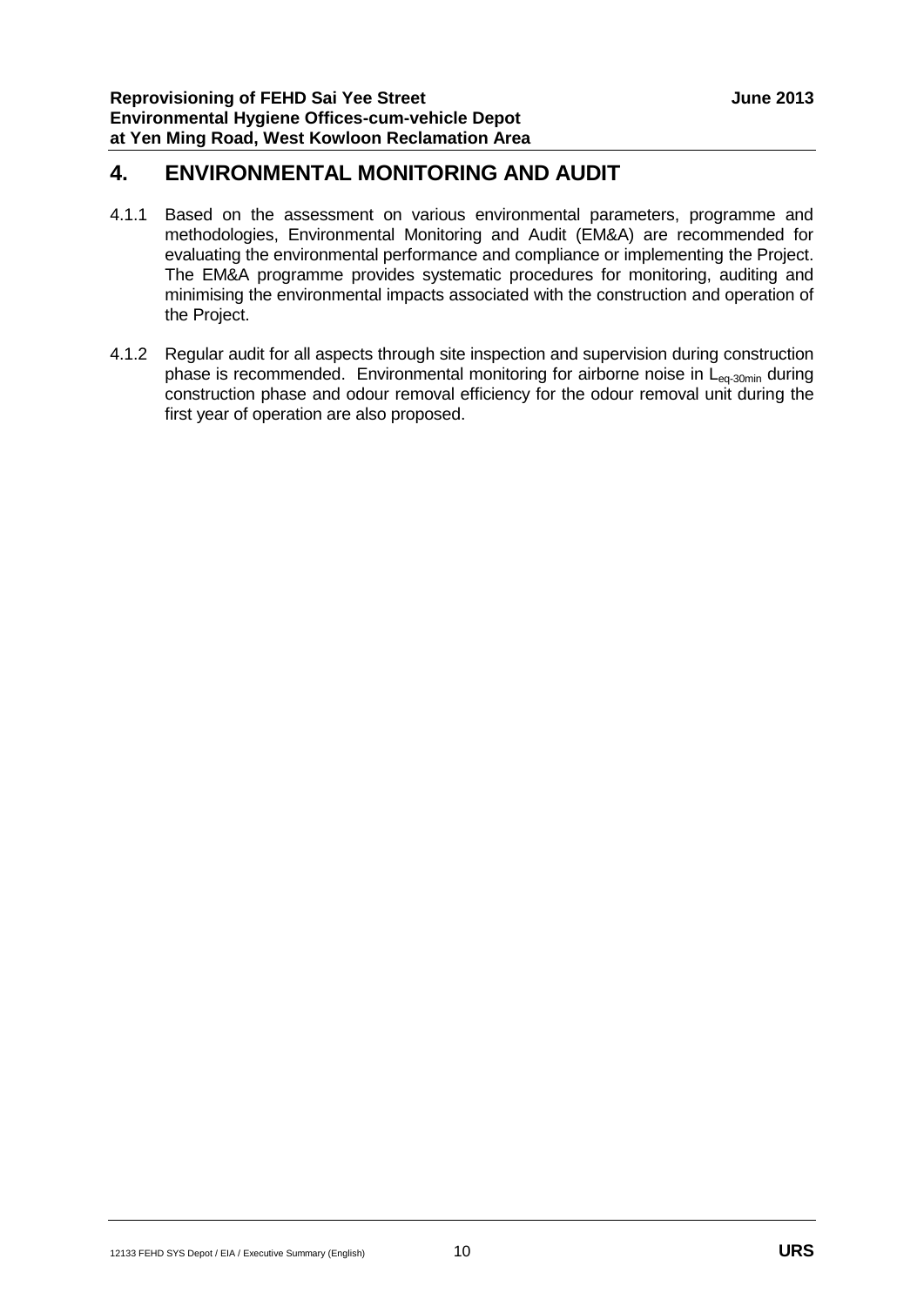# 4. ENVIRONMENTAL MONITORING AND AUDIT

4.1.1 Based on the assessment on various environmental parameters, programme and methodologies, Environmental Monitoring and Audit (EM&A) are recommended for evaluating the environmental performance and compliance or implementing the Project. The EM&A programme provides systematic procedures for monitoring, auditing and minimising the environmental impacts associated with the construction and operation of the Project.

4.1.2 Regular audit for all aspects through site inspection and supervision during construction phase is recommended. Environmental monitoring for airborne noise in $L_{eq\text{-}30min}$ during construction phase and odour removal efficiency for the odour removal unit during the first year of operation are also proposed.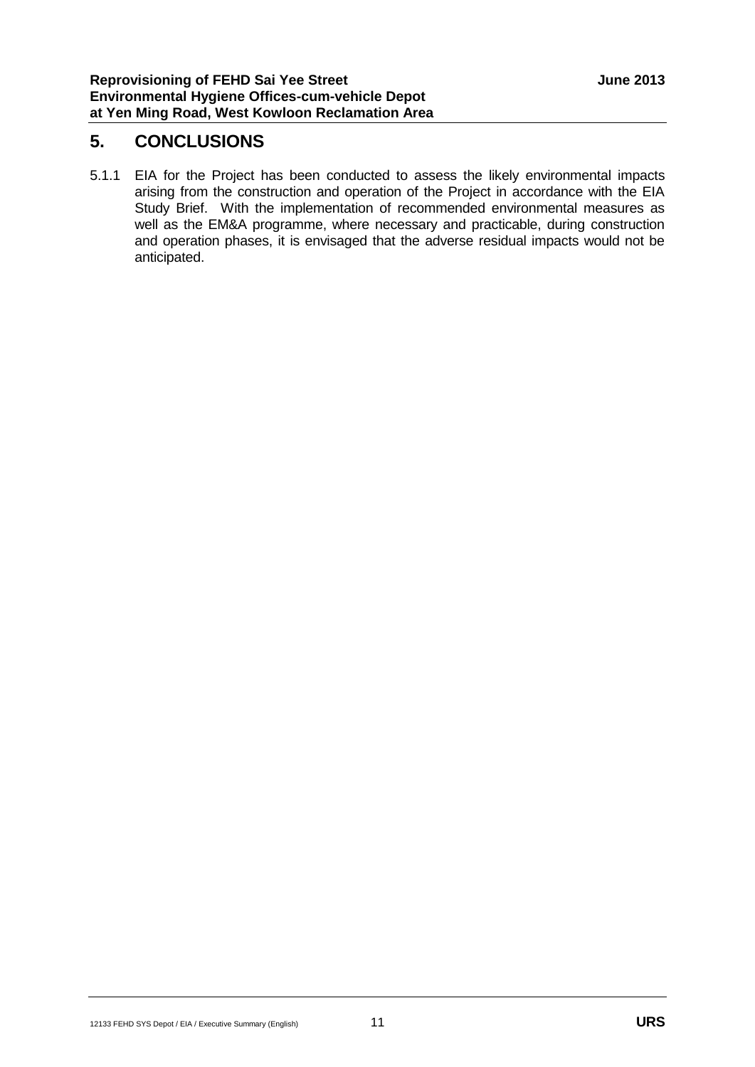# 5. CONCLUSIONS

5.1.1 EIA for the Project has been conducted to assess the likely environmental impacts arising from the construction and operation of the Project in accordance with the EIA Study Brief. With the implementation of recommended environmental measures as well as the EM&A programme, where necessary and practicable, during construction and operation phases, it is envisaged that the adverse residual impacts would not be anticipated.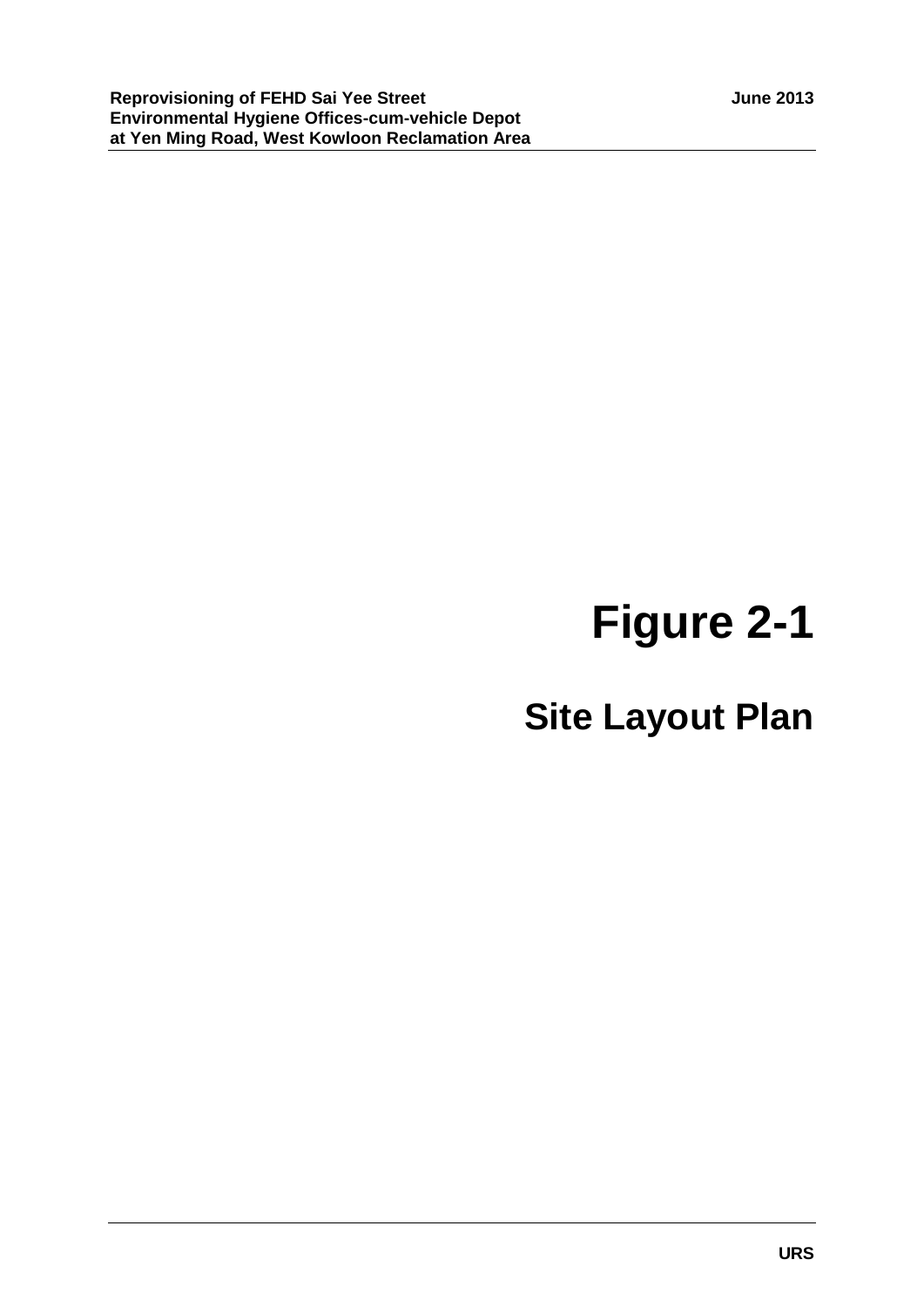# Figure 2-1

## Site Layout Plan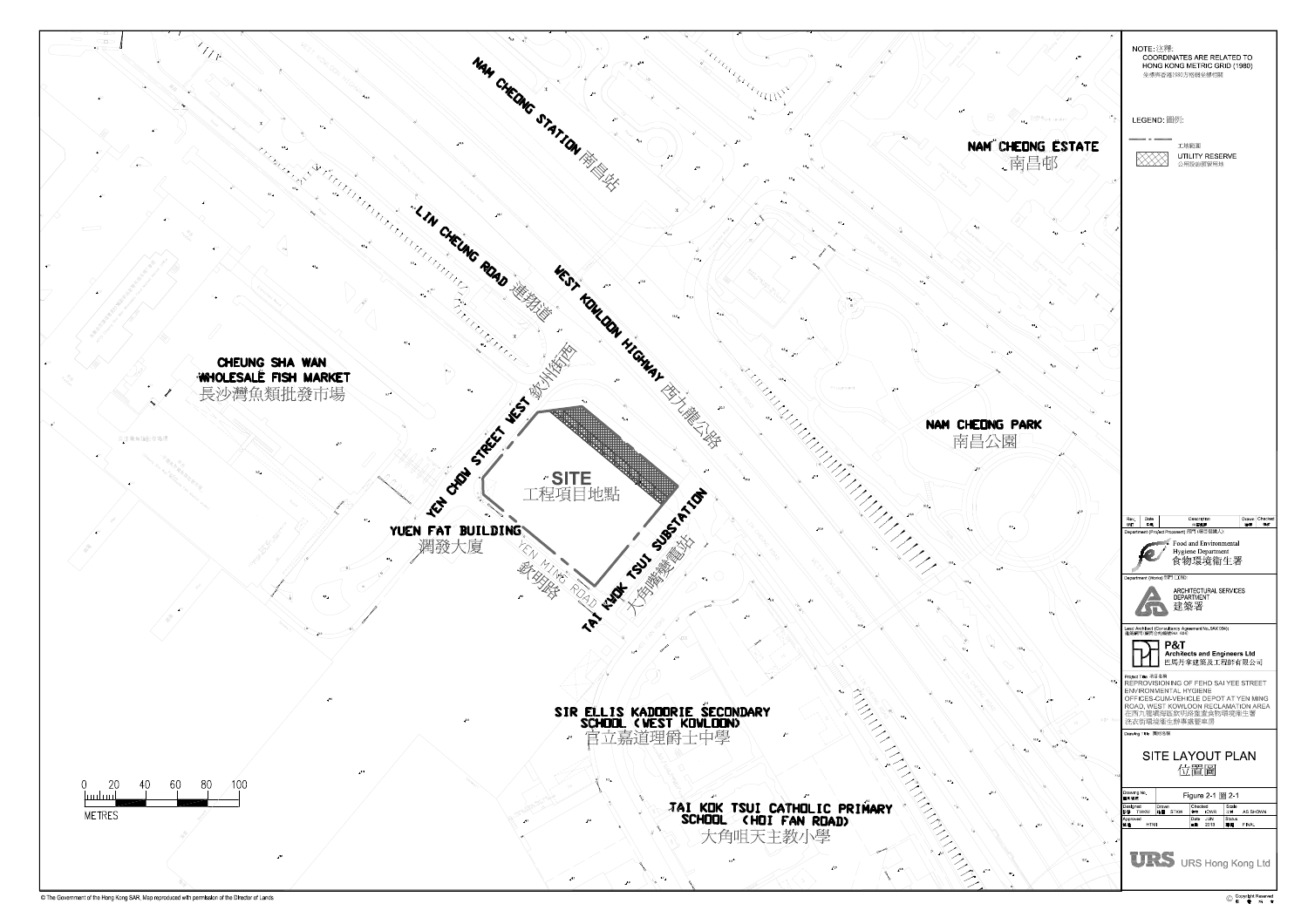NAM CHEONG STATION 南昌站

NAM CHEONG ESTATE 南昌邨

LIN CHEUNG ROAD 連翔道

WEST KOWLOON HIGHWAY 西九龍公路

CHEUNG SHA WAN WHOLESALE FISH MARKET 長沙灣魚類批發市場

YEN CHOW STREET WEST 欽州街西

NAM CHEONG PARK 南昌公園

SITE 工程項目地點

YUEN FAT BUILDING 潤發大廈

YEN MING ROAD 欽明路

TAI KWOK TSUI SUBSTATION 大角嘴變電站

SIR ELLIS KADOORIE SECONDARY SCHOOL (WEST KOWLOON) 官立嘉道理爵士中學

TAI KOK TSUI CATHOLIC PRIMARY SCHOOL (HOI FAN ROAD) 大角咀天主教小學

0 20 40 60 80 100

METRES

NOTE: 注釋:
COORDINATES ARE RELATED TO HONG KONG METRIC GRID (1980)
坐標與香港1980方格網坐標相關

LEGEND: 圖例:

工地範圍

UTILITY RESERVE 公用設施預留用地

Department (Project Proponent) 部門 (項目倡議人):
Food and Environmental Hygiene Department 食物環境衞生署

Department (Works) 部門 (工程):
ARCHITECTURAL SERVICES DEPARTMENT 建築署

Lead Architect (Consultancy Agreement No. 8AK1004):
P&T Architects and Engineers Ltd 巴馬丹拿建築及工程師有限公司

Project Title 項目名稱:
REPROVISIONING OF FEHD SAI YEE STREET ENVIRONMENTAL HYGIENE OFFICES-CUM-VEHICLE DEPOT AT YEN MING ROAD, WEST KOWLOON RECLAMATION AREA
在西九龍填海區欽明路重置食物環境衞生署洗衣街環境衞生辦事處暨車房

Drawing Title 圖則名稱:
SITE LAYOUT PLAN 位置圖

Drawing No. 圖則編號: Figure 2-1 圖 2-1

Designed: TWKW | Drawn: STKW | Checked: ICWR | Scale: AS SHOWN
Approved: HTMI | Date: JUN 2013 | Status: FINAL

URS Hong Kong Ltd

© The Government of the Hong Kong SAR. Map reproduced with permission of the Director of Lands

© Copyright Reserved